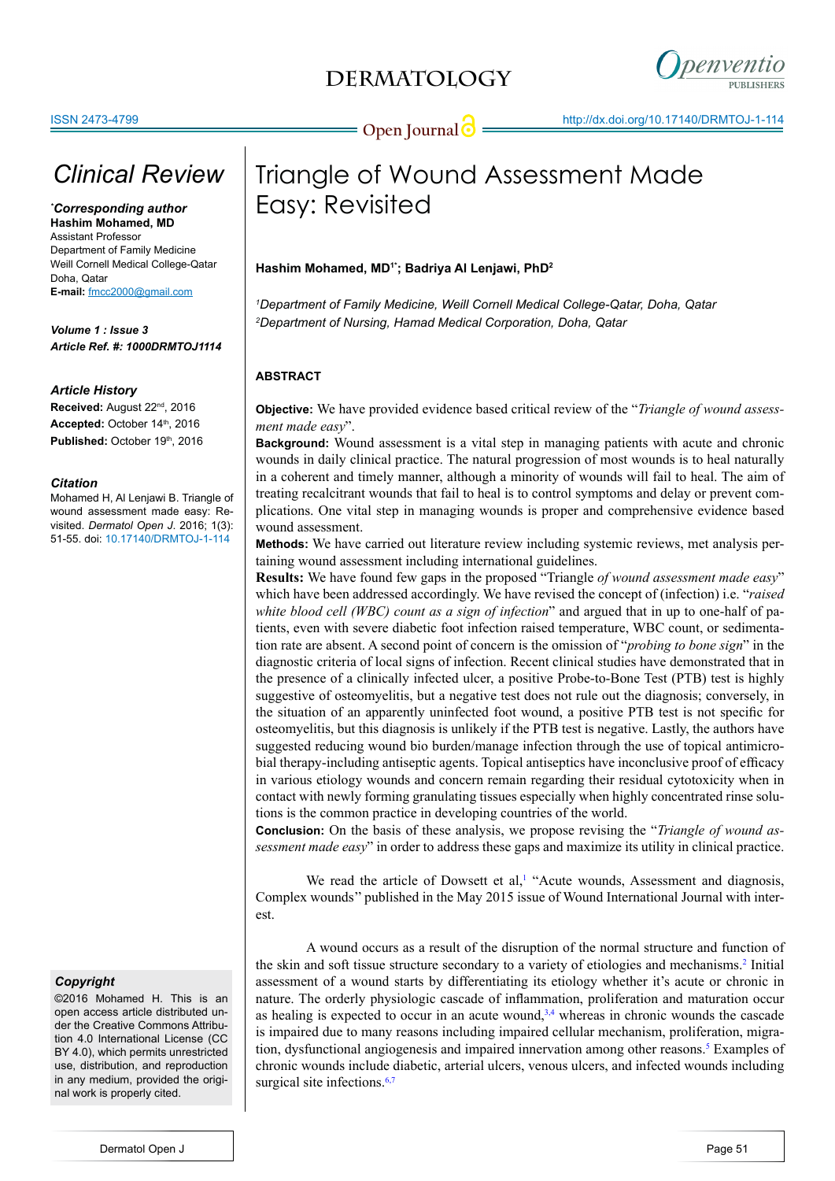# Clinical Review

# Triangle of Wound Assessment Made Easy: Revisited

**Hashim Mohamed, MD[1*]; Badriya Al Lenjawi, PhD[2]**

[1]*Department of Family Medicine, Weill Cornell Medical College-Qatar, Doha, Qatar*
[2]*Department of Nursing, Hamad Medical Corporation, Doha, Qatar*

***Corresponding author**
**Hashim Mohamed, MD**
Assistant Professor
Department of Family Medicine
Weill Cornell Medical College-Qatar
Doha, Qatar
**E-mail:** fmcc2000@gmail.com

***Volume 1 : Issue 3***
***Article Ref. #: 1000DRMTOJ1114***

***Article History***
**Received:** August 22nd, 2016
**Accepted:** October 14th, 2016
**Published:** October 19th, 2016

***Citation***
Mohamed H, Al Lenjawi B. Triangle of wound assessment made easy: Revisited. *Dermatol Open J*. 2016; 1(3): 51-55. doi: 10.17140/DRMTOJ-1-114

***Copyright***
©2016 Mohamed H. This is an open access article distributed under the Creative Commons Attribution 4.0 International License (CC BY 4.0), which permits unrestricted use, distribution, and reproduction in any medium, provided the original work is properly cited.

## ABSTRACT

**Objective:** We have provided evidence based critical review of the "*Triangle of wound assessment made easy*".

**Background:** Wound assessment is a vital step in managing patients with acute and chronic wounds in daily clinical practice. The natural progression of most wounds is to heal naturally in a coherent and timely manner, although a minority of wounds will fail to heal. The aim of treating recalcitrant wounds that fail to heal is to control symptoms and delay or prevent complications. One vital step in managing wounds is proper and comprehensive evidence based wound assessment.

**Methods:** We have carried out literature review including systemic reviews, met analysis pertaining wound assessment including international guidelines.

**Results:** We have found few gaps in the proposed "Triangle *of wound assessment made easy*" which have been addressed accordingly. We have revised the concept of (infection) i.e. "*raised white blood cell (WBC) count as a sign of infection*" and argued that in up to one-half of patients, even with severe diabetic foot infection raised temperature, WBC count, or sedimentation rate are absent. A second point of concern is the omission of "*probing to bone sign*" in the diagnostic criteria of local signs of infection. Recent clinical studies have demonstrated that in the presence of a clinically infected ulcer, a positive Probe-to-Bone Test (PTB) test is highly suggestive of osteomyelitis, but a negative test does not rule out the diagnosis; conversely, in the situation of an apparently uninfected foot wound, a positive PTB test is not specific for osteomyelitis, but this diagnosis is unlikely if the PTB test is negative. Lastly, the authors have suggested reducing wound bio burden/manage infection through the use of topical antimicrobial therapy-including antiseptic agents. Topical antiseptics have inconclusive proof of efficacy in various etiology wounds and concern remain regarding their residual cytotoxicity when in contact with newly forming granulating tissues especially when highly concentrated rinse solutions is the common practice in developing countries of the world.

**Conclusion:** On the basis of these analysis, we propose revising the "*Triangle of wound assessment made easy*" in order to address these gaps and maximize its utility in clinical practice.

We read the article of Dowsett et al,[1] "Acute wounds, Assessment and diagnosis, Complex wounds" published in the May 2015 issue of Wound International Journal with interest.

A wound occurs as a result of the disruption of the normal structure and function of the skin and soft tissue structure secondary to a variety of etiologies and mechanisms.[2] Initial assessment of a wound starts by differentiating its etiology whether it's acute or chronic in nature. The orderly physiologic cascade of inflammation, proliferation and maturation occur as healing is expected to occur in an acute wound,[3,4] whereas in chronic wounds the cascade is impaired due to many reasons including impaired cellular mechanism, proliferation, migration, dysfunctional angiogenesis and impaired innervation among other reasons.[5] Examples of chronic wounds include diabetic, arterial ulcers, venous ulcers, and infected wounds including surgical site infections.[6,7]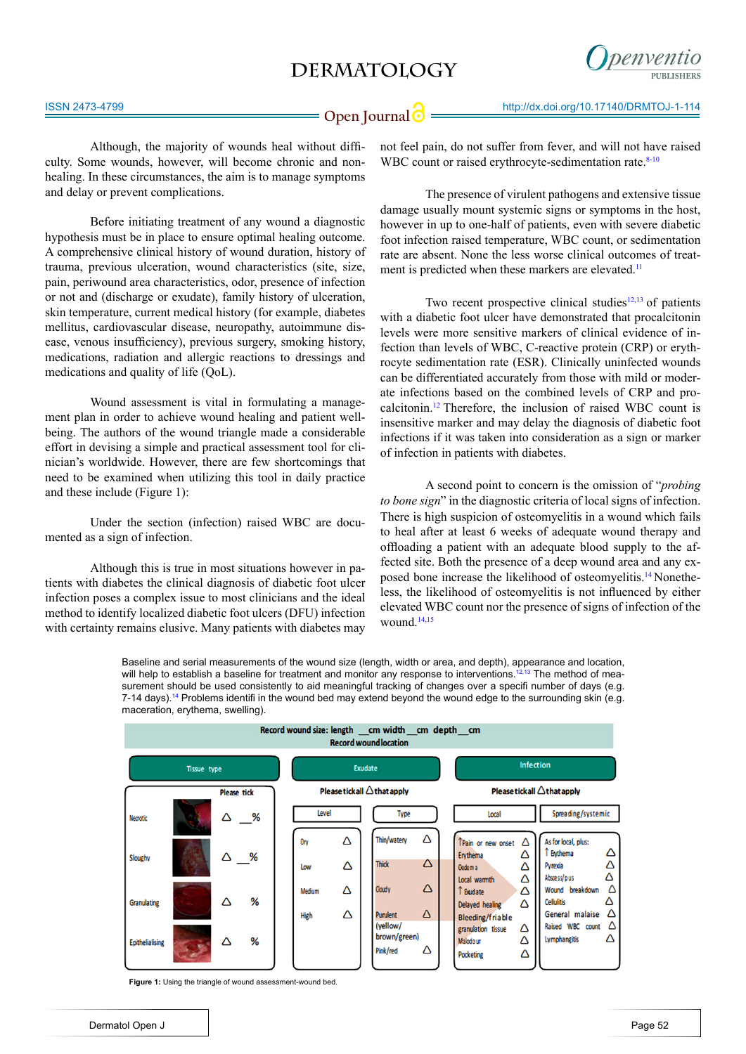Although, the majority of wounds heal without difficulty. Some wounds, however, will become chronic and non-healing. In these circumstances, the aim is to manage symptoms and delay or prevent complications.

Before initiating treatment of any wound a diagnostic hypothesis must be in place to ensure optimal healing outcome. A comprehensive clinical history of wound duration, history of trauma, previous ulceration, wound characteristics (site, size, pain, periwound area characteristics, odor, presence of infection or not and (discharge or exudate), family history of ulceration, skin temperature, current medical history (for example, diabetes mellitus, cardiovascular disease, neuropathy, autoimmune disease, venous insufficiency), previous surgery, smoking history, medications, radiation and allergic reactions to dressings and medications and quality of life (QoL).

Wound assessment is vital in formulating a management plan in order to achieve wound healing and patient well-being. The authors of the wound triangle made a considerable effort in devising a simple and practical assessment tool for clinician's worldwide. However, there are few shortcomings that need to be examined when utilizing this tool in daily practice and these include (Figure 1):

Under the section (infection) raised WBC are documented as a sign of infection.

Although this is true in most situations however in patients with diabetes the clinical diagnosis of diabetic foot ulcer infection poses a complex issue to most clinicians and the ideal method to identify localized diabetic foot ulcers (DFU) infection with certainty remains elusive. Many patients with diabetes may not feel pain, do not suffer from fever, and will not have raised WBC count or raised erythrocyte-sedimentation rate.[8-10]

The presence of virulent pathogens and extensive tissue damage usually mount systemic signs or symptoms in the host, however in up to one-half of patients, even with severe diabetic foot infection raised temperature, WBC count, or sedimentation rate are absent. None the less worse clinical outcomes of treatment is predicted when these markers are elevated.[11]

Two recent prospective clinical studies[12,13] of patients with a diabetic foot ulcer have demonstrated that procalcitonin levels were more sensitive markers of clinical evidence of infection than levels of WBC, C-reactive protein (CRP) or erythrocyte sedimentation rate (ESR). Clinically uninfected wounds can be differentiated accurately from those with mild or moderate infections based on the combined levels of CRP and procalcitonin.[12] Therefore, the inclusion of raised WBC count is insensitive marker and may delay the diagnosis of diabetic foot infections if it was taken into consideration as a sign or marker of infection in patients with diabetes.

A second point to concern is the omission of "*probing to bone sign*" in the diagnostic criteria of local signs of infection. There is high suspicion of osteomyelitis in a wound which fails to heal after at least 6 weeks of adequate wound therapy and offloading a patient with an adequate blood supply to the affected site. Both the presence of a deep wound area and any exposed bone increase the likelihood of osteomyelitis.[14] Nonetheless, the likelihood of osteomyelitis is not influenced by either elevated WBC count nor the presence of signs of infection of the wound.[14,15]

Baseline and serial measurements of the wound size (length, width or area, and depth), appearance and location, will help to establish a baseline for treatment and monitor any response to interventions.[12,13] The method of measurement should be used consistently to aid meaningful tracking of changes over a specifi number of days (e.g. 7-14 days).[14] Problems identifi in the wound bed may extend beyond the wound edge to the surrounding skin (e.g. maceration, erythema, swelling).

**Record wound size: length \_\_cm width \_\_cm depth \_\_cm**
**Record wound location**

| Tissue type | | Exudate | | Infection | |
|---|---|---|---|---|---|
| Please tick | | Please tick all △ that apply | | Please tick all △ that apply | |
| | | Level | Type | Local | Spreading/systemic |
| Necrotic | △ \_\_% | Dry △ | Thin/watery △ | ↑Pain or new onset △ | As for local, plus: |
| Sloughy | △ \_\_% | Low △ | Thick △ | Erythema △ | ↑ Erythema △ |
| Granulating | △ % | Medium △ | Cloudy △ | Oedema △ | Pyrexia △ |
| Epithelialising | △ % | High △ | Purulent (yellow/brown/green) △ | Local warmth △ | Abscess/pus △ |
| | | | Pink/red △ | ↑ Exudate △ | Wound breakdown △ |
| | | | | Delayed healing △ | Cellulitis △ |
| | | | | Bleeding/friable granulation tissue △ | General malaise △ |
| | | | | Malodour △ | Raised WBC count △ |
| | | | | Pocketing △ | Lymphangitis △ |

**Figure 1:** Using the triangle of wound assessment-wound bed.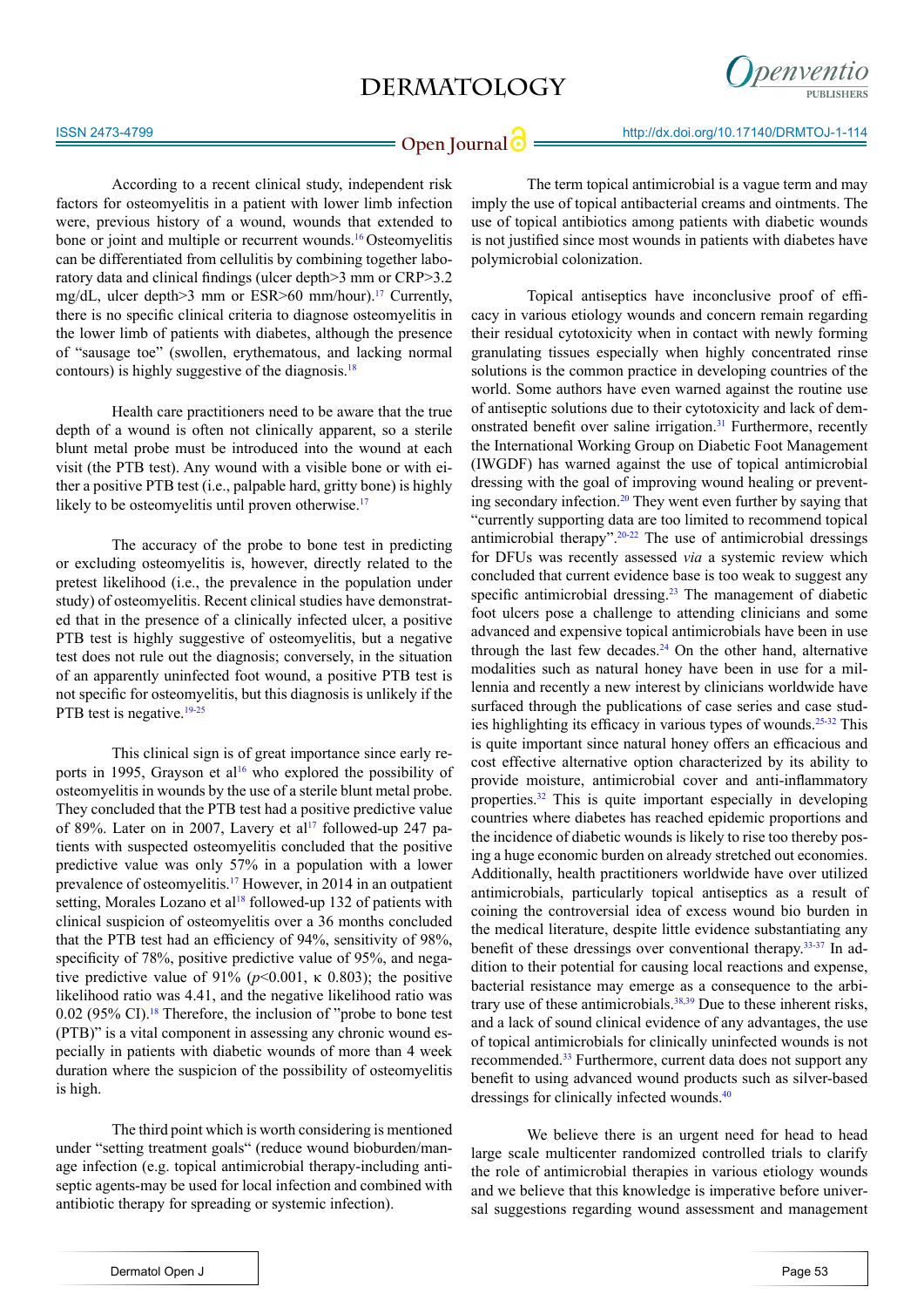According to a recent clinical study, independent risk factors for osteomyelitis in a patient with lower limb infection were, previous history of a wound, wounds that extended to bone or joint and multiple or recurrent wounds.[16] Osteomyelitis can be differentiated from cellulitis by combining together laboratory data and clinical findings (ulcer depth>3 mm or CRP>3.2 mg/dL, ulcer depth>3 mm or ESR>60 mm/hour).[17] Currently, there is no specific clinical criteria to diagnose osteomyelitis in the lower limb of patients with diabetes, although the presence of "sausage toe" (swollen, erythematous, and lacking normal contours) is highly suggestive of the diagnosis.[18]

Health care practitioners need to be aware that the true depth of a wound is often not clinically apparent, so a sterile blunt metal probe must be introduced into the wound at each visit (the PTB test). Any wound with a visible bone or with either a positive PTB test (i.e., palpable hard, gritty bone) is highly likely to be osteomyelitis until proven otherwise.[17]

The accuracy of the probe to bone test in predicting or excluding osteomyelitis is, however, directly related to the pretest likelihood (i.e., the prevalence in the population under study) of osteomyelitis. Recent clinical studies have demonstrated that in the presence of a clinically infected ulcer, a positive PTB test is highly suggestive of osteomyelitis, but a negative test does not rule out the diagnosis; conversely, in the situation of an apparently uninfected foot wound, a positive PTB test is not specific for osteomyelitis, but this diagnosis is unlikely if the PTB test is negative.[19-25]

This clinical sign is of great importance since early reports in 1995, Grayson et al[16] who explored the possibility of osteomyelitis in wounds by the use of a sterile blunt metal probe. They concluded that the PTB test had a positive predictive value of 89%. Later on in 2007, Lavery et al[17] followed-up 247 patients with suspected osteomyelitis concluded that the positive predictive value was only 57% in a population with a lower prevalence of osteomyelitis.[17] However, in 2014 in an outpatient setting, Morales Lozano et al[18] followed-up 132 of patients with clinical suspicion of osteomyelitis over a 36 months concluded that the PTB test had an efficiency of 94%, sensitivity of 98%, specificity of 78%, positive predictive value of 95%, and negative predictive value of 91% ($p$<0.001, κ 0.803); the positive likelihood ratio was 4.41, and the negative likelihood ratio was 0.02 (95% CI).[18] Therefore, the inclusion of "probe to bone test (PTB)" is a vital component in assessing any chronic wound especially in patients with diabetic wounds of more than 4 week duration where the suspicion of the possibility of osteomyelitis is high.

The third point which is worth considering is mentioned under "setting treatment goals" (reduce wound bioburden/manage infection (e.g. topical antimicrobial therapy-including antiseptic agents-may be used for local infection and combined with antibiotic therapy for spreading or systemic infection).

The term topical antimicrobial is a vague term and may imply the use of topical antibacterial creams and ointments. The use of topical antibiotics among patients with diabetic wounds is not justified since most wounds in patients with diabetes have polymicrobial colonization.

Topical antiseptics have inconclusive proof of efficacy in various etiology wounds and concern remain regarding their residual cytotoxicity when in contact with newly forming granulating tissues especially when highly concentrated rinse solutions is the common practice in developing countries of the world. Some authors have even warned against the routine use of antiseptic solutions due to their cytotoxicity and lack of demonstrated benefit over saline irrigation.[31] Furthermore, recently the International Working Group on Diabetic Foot Management (IWGDF) has warned against the use of topical antimicrobial dressing with the goal of improving wound healing or preventing secondary infection.[20] They went even further by saying that "currently supporting data are too limited to recommend topical antimicrobial therapy".[20-22] The use of antimicrobial dressings for DFUs was recently assessed *via* a systemic review which concluded that current evidence base is too weak to suggest any specific antimicrobial dressing.[23] The management of diabetic foot ulcers pose a challenge to attending clinicians and some advanced and expensive topical antimicrobials have been in use through the last few decades.[24] On the other hand, alternative modalities such as natural honey have been in use for a millennia and recently a new interest by clinicians worldwide have surfaced through the publications of case series and case studies highlighting its efficacy in various types of wounds.[25-32] This is quite important since natural honey offers an efficacious and cost effective alternative option characterized by its ability to provide moisture, antimicrobial cover and anti-inflammatory properties.[32] This is quite important especially in developing countries where diabetes has reached epidemic proportions and the incidence of diabetic wounds is likely to rise too thereby posing a huge economic burden on already stretched out economies. Additionally, health practitioners worldwide have over utilized antimicrobials, particularly topical antiseptics as a result of coining the controversial idea of excess wound bio burden in the medical literature, despite little evidence substantiating any benefit of these dressings over conventional therapy.[33-37] In addition to their potential for causing local reactions and expense, bacterial resistance may emerge as a consequence to the arbitrary use of these antimicrobials.[38,39] Due to these inherent risks, and a lack of sound clinical evidence of any advantages, the use of topical antimicrobials for clinically uninfected wounds is not recommended.[33] Furthermore, current data does not support any benefit to using advanced wound products such as silver-based dressings for clinically infected wounds.[40]

We believe there is an urgent need for head to head large scale multicenter randomized controlled trials to clarify the role of antimicrobial therapies in various etiology wounds and we believe that this knowledge is imperative before universal suggestions regarding wound assessment and management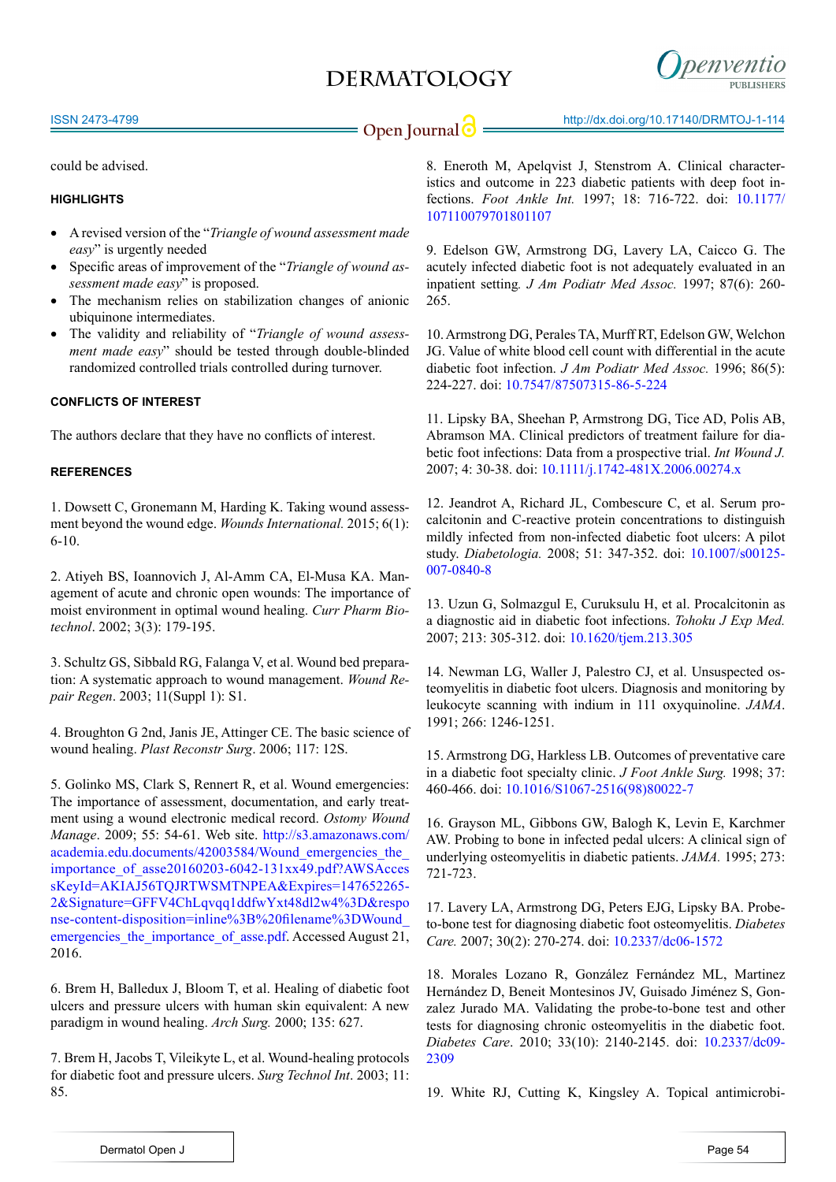could be advised.

#### HIGHLIGHTS

- A revised version of the "*Triangle of wound assessment made easy*" is urgently needed
- Specific areas of improvement of the "*Triangle of wound assessment made easy*" is proposed.
- The mechanism relies on stabilization changes of anionic ubiquinone intermediates.
- The validity and reliability of "*Triangle of wound assessment made easy*" should be tested through double-blinded randomized controlled trials controlled during turnover.

#### CONFLICTS OF INTEREST

The authors declare that they have no conflicts of interest.

#### REFERENCES

1. Dowsett C, Gronemann M, Harding K. Taking wound assessment beyond the wound edge. *Wounds International.* 2015; 6(1): 6-10.

2. Atiyeh BS, Ioannovich J, Al-Amm CA, El-Musa KA. Management of acute and chronic open wounds: The importance of moist environment in optimal wound healing. *Curr Pharm Biotechnol*. 2002; 3(3): 179-195.

3. Schultz GS, Sibbald RG, Falanga V, et al. Wound bed preparation: A systematic approach to wound management. *Wound Repair Regen*. 2003; 11(Suppl 1): S1.

4. Broughton G 2nd, Janis JE, Attinger CE. The basic science of wound healing. *Plast Reconstr Surg*. 2006; 117: 12S.

5. Golinko MS, Clark S, Rennert R, et al. Wound emergencies: The importance of assessment, documentation, and early treatment using a wound electronic medical record. *Ostomy Wound Manage*. 2009; 55: 54-61. Web site. http://s3.amazonaws.com/academia.edu.documents/42003584/Wound_emergencies_the_importance_of_asse20160203-6042-131xx49.pdf?AWSAccessKeyId=AKIAJ56TQJRTWSMTNPEA&Expires=147652265-2&Signature=GFFV4ChLqvqq1ddfwYxt48dl2w4%3D&response-content-disposition=inline%3B%20filename%3DWound_emergencies_the_importance_of_asse.pdf. Accessed August 21, 2016.

6. Brem H, Balledux J, Bloom T, et al. Healing of diabetic foot ulcers and pressure ulcers with human skin equivalent: A new paradigm in wound healing. *Arch Surg.* 2000; 135: 627.

7. Brem H, Jacobs T, Vileikyte L, et al. Wound-healing protocols for diabetic foot and pressure ulcers. *Surg Technol Int*. 2003; 11: 85.

8. Eneroth M, Apelqvist J, Stenstrom A. Clinical characteristics and outcome in 223 diabetic patients with deep foot infections. *Foot Ankle Int.* 1997; 18: 716-722. doi: 10.1177/107110079701801107

9. Edelson GW, Armstrong DG, Lavery LA, Caicco G. The acutely infected diabetic foot is not adequately evaluated in an inpatient setting. *J Am Podiatr Med Assoc.* 1997; 87(6): 260-265.

10. Armstrong DG, Perales TA, Murff RT, Edelson GW, Welchon JG. Value of white blood cell count with differential in the acute diabetic foot infection. *J Am Podiatr Med Assoc.* 1996; 86(5): 224-227. doi: 10.7547/87507315-86-5-224

11. Lipsky BA, Sheehan P, Armstrong DG, Tice AD, Polis AB, Abramson MA. Clinical predictors of treatment failure for diabetic foot infections: Data from a prospective trial. *Int Wound J.* 2007; 4: 30-38. doi: 10.1111/j.1742-481X.2006.00274.x

12. Jeandrot A, Richard JL, Combescure C, et al. Serum procalcitonin and C-reactive protein concentrations to distinguish mildly infected from non-infected diabetic foot ulcers: A pilot study. *Diabetologia.* 2008; 51: 347-352. doi: 10.1007/s00125-007-0840-8

13. Uzun G, Solmazgul E, Curuksulu H, et al. Procalcitonin as a diagnostic aid in diabetic foot infections. *Tohoku J Exp Med.* 2007; 213: 305-312. doi: 10.1620/tjem.213.305

14. Newman LG, Waller J, Palestro CJ, et al. Unsuspected osteomyelitis in diabetic foot ulcers. Diagnosis and monitoring by leukocyte scanning with indium in 111 oxyquinoline. *JAMA*. 1991; 266: 1246-1251.

15. Armstrong DG, Harkless LB. Outcomes of preventative care in a diabetic foot specialty clinic. *J Foot Ankle Surg.* 1998; 37: 460-466. doi: 10.1016/S1067-2516(98)80022-7

16. Grayson ML, Gibbons GW, Balogh K, Levin E, Karchmer AW. Probing to bone in infected pedal ulcers: A clinical sign of underlying osteomyelitis in diabetic patients. *JAMA.* 1995; 273: 721-723.

17. Lavery LA, Armstrong DG, Peters EJG, Lipsky BA. Probe-to-bone test for diagnosing diabetic foot osteomyelitis. *Diabetes Care.* 2007; 30(2): 270-274. doi: 10.2337/dc06-1572

18. Morales Lozano R, González Fernández ML, Martinez Hernández D, Beneit Montesinos JV, Guisado Jiménez S, Gonzalez Jurado MA. Validating the probe-to-bone test and other tests for diagnosing chronic osteomyelitis in the diabetic foot. *Diabetes Care*. 2010; 33(10): 2140-2145. doi: 10.2337/dc09-2309

19. White RJ, Cutting K, Kingsley A. Topical antimicrobi-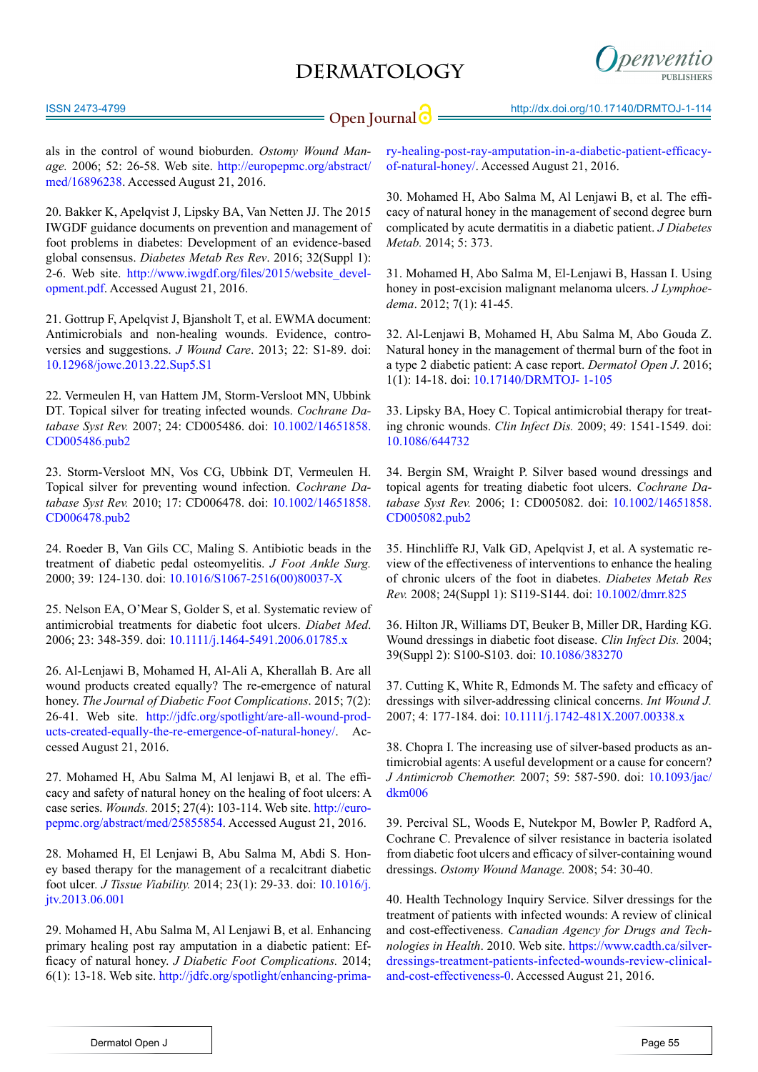als in the control of wound bioburden. *Ostomy Wound Manage.* 2006; 52: 26-58. Web site. http://europepmc.org/abstract/med/16896238. Accessed August 21, 2016.

20. Bakker K, Apelqvist J, Lipsky BA, Van Netten JJ. The 2015 IWGDF guidance documents on prevention and management of foot problems in diabetes: Development of an evidence-based global consensus. *Diabetes Metab Res Rev*. 2016; 32(Suppl 1): 2-6. Web site. http://www.iwgdf.org/files/2015/website_development.pdf. Accessed August 21, 2016.

21. Gottrup F, Apelqvist J, Bjansholt T, et al. EWMA document: Antimicrobials and non-healing wounds. Evidence, controversies and suggestions. *J Wound Care*. 2013; 22: S1-89. doi: 10.12968/jowc.2013.22.Sup5.S1

22. Vermeulen H, van Hattem JM, Storm-Versloot MN, Ubbink DT. Topical silver for treating infected wounds. *Cochrane Database Syst Rev.* 2007; 24: CD005486. doi: 10.1002/14651858.CD005486.pub2

23. Storm-Versloot MN, Vos CG, Ubbink DT, Vermeulen H. Topical silver for preventing wound infection. *Cochrane Database Syst Rev.* 2010; 17: CD006478. doi: 10.1002/14651858.CD006478.pub2

24. Roeder B, Van Gils CC, Maling S. Antibiotic beads in the treatment of diabetic pedal osteomyelitis. *J Foot Ankle Surg.* 2000; 39: 124-130. doi: 10.1016/S1067-2516(00)80037-X

25. Nelson EA, O'Mear S, Golder S, et al. Systematic review of antimicrobial treatments for diabetic foot ulcers. *Diabet Med.* 2006; 23: 348-359. doi: 10.1111/j.1464-5491.2006.01785.x

26. Al-Lenjawi B, Mohamed H, Al-Ali A, Kherallah B. Are all wound products created equally? The re-emergence of natural honey. *The Journal of Diabetic Foot Complications*. 2015; 7(2): 26-41. Web site. http://jdfc.org/spotlight/are-all-wound-products-created-equally-the-re-emergence-of-natural-honey/. Accessed August 21, 2016.

27. Mohamed H, Abu Salma M, Al lenjawi B, et al. The efficacy and safety of natural honey on the healing of foot ulcers: A case series. *Wounds.* 2015; 27(4): 103-114. Web site. http://europepmc.org/abstract/med/25855854. Accessed August 21, 2016.

28. Mohamed H, El Lenjawi B, Abu Salma M, Abdi S. Honey based therapy for the management of a recalcitrant diabetic foot ulcer. *J Tissue Viability.* 2014; 23(1): 29-33. doi: 10.1016/j.jtv.2013.06.001

29. Mohamed H, Abu Salma M, Al Lenjawi B, et al. Enhancing primary healing post ray amputation in a diabetic patient: Efficacy of natural honey. *J Diabetic Foot Complications.* 2014; 6(1): 13-18. Web site. http://jdfc.org/spotlight/enhancing-primary-healing-post-ray-amputation-in-a-diabetic-patient-efficacy-of-natural-honey/. Accessed August 21, 2016.

30. Mohamed H, Abo Salma M, Al Lenjawi B, et al. The efficacy of natural honey in the management of second degree burn complicated by acute dermatitis in a diabetic patient. *J Diabetes Metab.* 2014; 5: 373.

31. Mohamed H, Abo Salma M, El-Lenjawi B, Hassan I. Using honey in post-excision malignant melanoma ulcers. *J Lymphoedema*. 2012; 7(1): 41-45.

32. Al-Lenjawi B, Mohamed H, Abu Salma M, Abo Gouda Z. Natural honey in the management of thermal burn of the foot in a type 2 diabetic patient: A case report. *Dermatol Open J*. 2016; 1(1): 14-18. doi: 10.17140/DRMTOJ- 1-105

33. Lipsky BA, Hoey C. Topical antimicrobial therapy for treating chronic wounds. *Clin Infect Dis.* 2009; 49: 1541-1549. doi: 10.1086/644732

34. Bergin SM, Wraight P. Silver based wound dressings and topical agents for treating diabetic foot ulcers. *Cochrane Database Syst Rev.* 2006; 1: CD005082. doi: 10.1002/14651858.CD005082.pub2

35. Hinchliffe RJ, Valk GD, Apelqvist J, et al. A systematic review of the effectiveness of interventions to enhance the healing of chronic ulcers of the foot in diabetes. *Diabetes Metab Res Rev.* 2008; 24(Suppl 1): S119-S144. doi: 10.1002/dmrr.825

36. Hilton JR, Williams DT, Beuker B, Miller DR, Harding KG. Wound dressings in diabetic foot disease. *Clin Infect Dis.* 2004; 39(Suppl 2): S100-S103. doi: 10.1086/383270

37. Cutting K, White R, Edmonds M. The safety and efficacy of dressings with silver-addressing clinical concerns. *Int Wound J.* 2007; 4: 177-184. doi: 10.1111/j.1742-481X.2007.00338.x

38. Chopra I. The increasing use of silver-based products as antimicrobial agents: A useful development or a cause for concern? *J Antimicrob Chemother.* 2007; 59: 587-590. doi: 10.1093/jac/dkm006

39. Percival SL, Woods E, Nutekpor M, Bowler P, Radford A, Cochrane C. Prevalence of silver resistance in bacteria isolated from diabetic foot ulcers and efficacy of silver-containing wound dressings. *Ostomy Wound Manage.* 2008; 54: 30-40.

40. Health Technology Inquiry Service. Silver dressings for the treatment of patients with infected wounds: A review of clinical and cost-effectiveness. *Canadian Agency for Drugs and Technologies in Health*. 2010. Web site. https://www.cadth.ca/silver-dressings-treatment-patients-infected-wounds-review-clinical-and-cost-effectiveness-0. Accessed August 21, 2016.